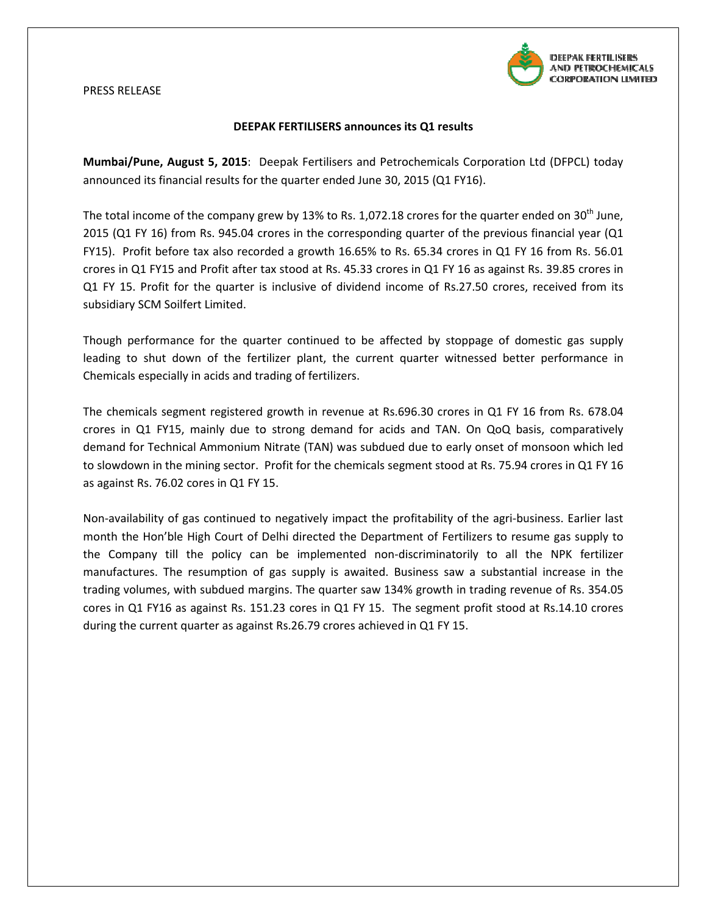PRESS RELEASE

DEEPAK FERTILISERS AND PETROCHEMICALS CORPORATION LIMITED

## DEEPAK FERTILISERS announces its Q1 results

**Mumbai/Pune, August 5, 2015**: Deepak Fertilisers and Petrochemicals Corporation Ltd (DFPCL) today announced its financial results for the quarter ended June 30, 2015 (Q1 FY16).

The total income of the company grew by 13% to Rs. 1,072.18 crores for the quarter ended on 30th June, 2015 (Q1 FY 16) from Rs. 945.04 crores in the corresponding quarter of the previous financial year (Q1 FY15). Profit before tax also recorded a growth 16.65% to Rs. 65.34 crores in Q1 FY 16 from Rs. 56.01 crores in Q1 FY15 and Profit after tax stood at Rs. 45.33 crores in Q1 FY 16 as against Rs. 39.85 crores in Q1 FY 15. Profit for the quarter is inclusive of dividend income of Rs.27.50 crores, received from its subsidiary SCM Soilfert Limited.

Though performance for the quarter continued to be affected by stoppage of domestic gas supply leading to shut down of the fertilizer plant, the current quarter witnessed better performance in Chemicals especially in acids and trading of fertilizers.

The chemicals segment registered growth in revenue at Rs.696.30 crores in Q1 FY 16 from Rs. 678.04 crores in Q1 FY15, mainly due to strong demand for acids and TAN. On QoQ basis, comparatively demand for Technical Ammonium Nitrate (TAN) was subdued due to early onset of monsoon which led to slowdown in the mining sector. Profit for the chemicals segment stood at Rs. 75.94 crores in Q1 FY 16 as against Rs. 76.02 cores in Q1 FY 15.

Non-availability of gas continued to negatively impact the profitability of the agri-business. Earlier last month the Hon'ble High Court of Delhi directed the Department of Fertilizers to resume gas supply to the Company till the policy can be implemented non-discriminatorily to all the NPK fertilizer manufactures. The resumption of gas supply is awaited. Business saw a substantial increase in the trading volumes, with subdued margins. The quarter saw 134% growth in trading revenue of Rs. 354.05 cores in Q1 FY16 as against Rs. 151.23 cores in Q1 FY 15. The segment profit stood at Rs.14.10 crores during the current quarter as against Rs.26.79 crores achieved in Q1 FY 15.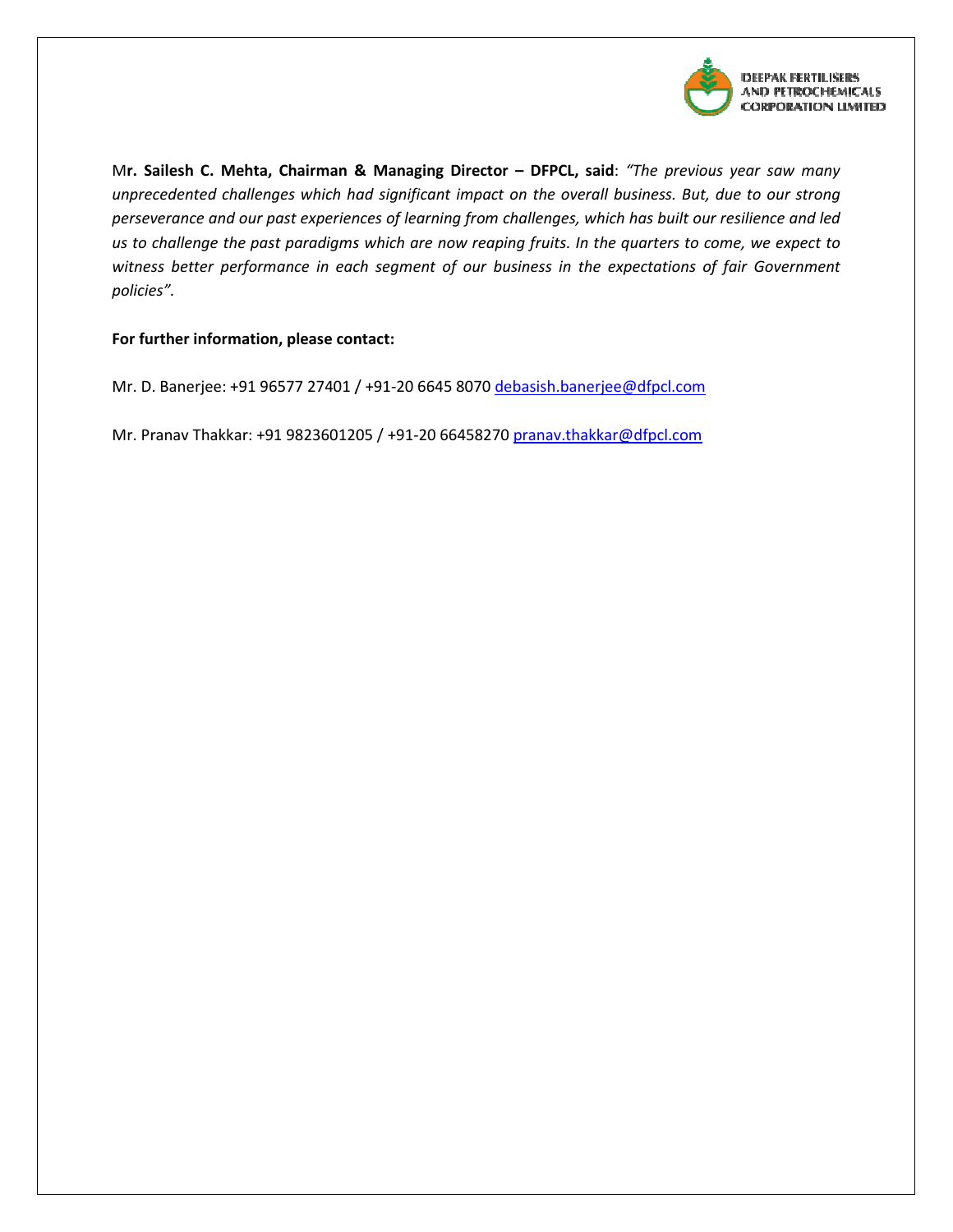**Mr. Sailesh C. Mehta, Chairman & Managing Director – DFPCL, said**: *"The previous year saw many unprecedented challenges which had significant impact on the overall business. But, due to our strong perseverance and our past experiences of learning from challenges, which has built our resilience and led us to challenge the past paradigms which are now reaping fruits. In the quarters to come, we expect to witness better performance in each segment of our business in the expectations of fair Government policies".*

**For further information, please contact:**

Mr. D. Banerjee: +91 96577 27401 / +91-20 6645 8070 debasish.banerjee@dfpcl.com

Mr. Pranav Thakkar: +91 9823601205 / +91-20 66458270 pranav.thakkar@dfpcl.com